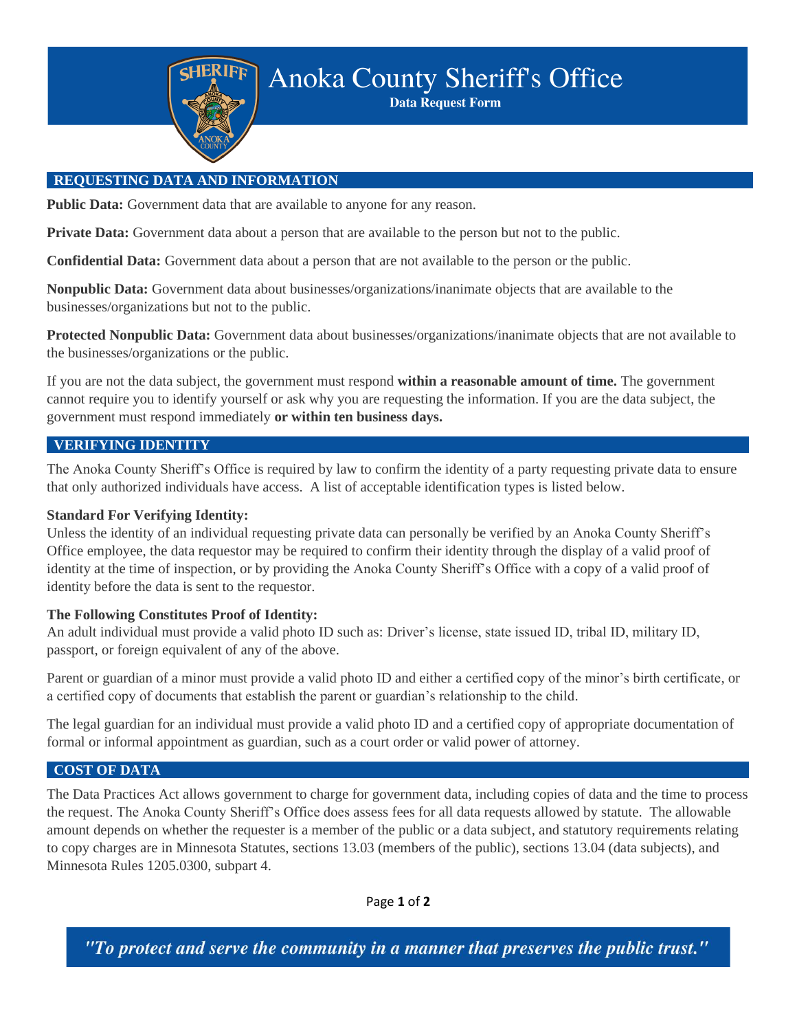# Anoka County Sheriff's Office

**Data Request Form**

## REQUESTING DATA AND INFORMATION

**Public Data:** Government data that are available to anyone for any reason.

**Private Data:** Government data about a person that are available to the person but not to the public.

**Confidential Data:** Government data about a person that are not available to the person or the public.

**Nonpublic Data:** Government data about businesses/organizations/inanimate objects that are available to the businesses/organizations but not to the public.

**Protected Nonpublic Data:** Government data about businesses/organizations/inanimate objects that are not available to the businesses/organizations or the public.

If you are not the data subject, the government must respond **within a reasonable amount of time.** The government cannot require you to identify yourself or ask why you are requesting the information. If you are the data subject, the government must respond immediately **or within ten business days.**

## VERIFYING IDENTITY

The Anoka County Sheriff's Office is required by law to confirm the identity of a party requesting private data to ensure that only authorized individuals have access. A list of acceptable identification types is listed below.

**Standard For Verifying Identity:**
Unless the identity of an individual requesting private data can personally be verified by an Anoka County Sheriff's Office employee, the data requestor may be required to confirm their identity through the display of a valid proof of identity at the time of inspection, or by providing the Anoka County Sheriff's Office with a copy of a valid proof of identity before the data is sent to the requestor.

**The Following Constitutes Proof of Identity:**
An adult individual must provide a valid photo ID such as: Driver's license, state issued ID, tribal ID, military ID, passport, or foreign equivalent of any of the above.

Parent or guardian of a minor must provide a valid photo ID and either a certified copy of the minor's birth certificate, or a certified copy of documents that establish the parent or guardian's relationship to the child.

The legal guardian for an individual must provide a valid photo ID and a certified copy of appropriate documentation of formal or informal appointment as guardian, such as a court order or valid power of attorney.

## COST OF DATA

The Data Practices Act allows government to charge for government data, including copies of data and the time to process the request. The Anoka County Sheriff's Office does assess fees for all data requests allowed by statute. The allowable amount depends on whether the requester is a member of the public or a data subject, and statutory requirements relating to copy charges are in Minnesota Statutes, sections 13.03 (members of the public), sections 13.04 (data subjects), and Minnesota Rules 1205.0300, subpart 4.

*"To protect and serve the community in a manner that preserves the public trust."*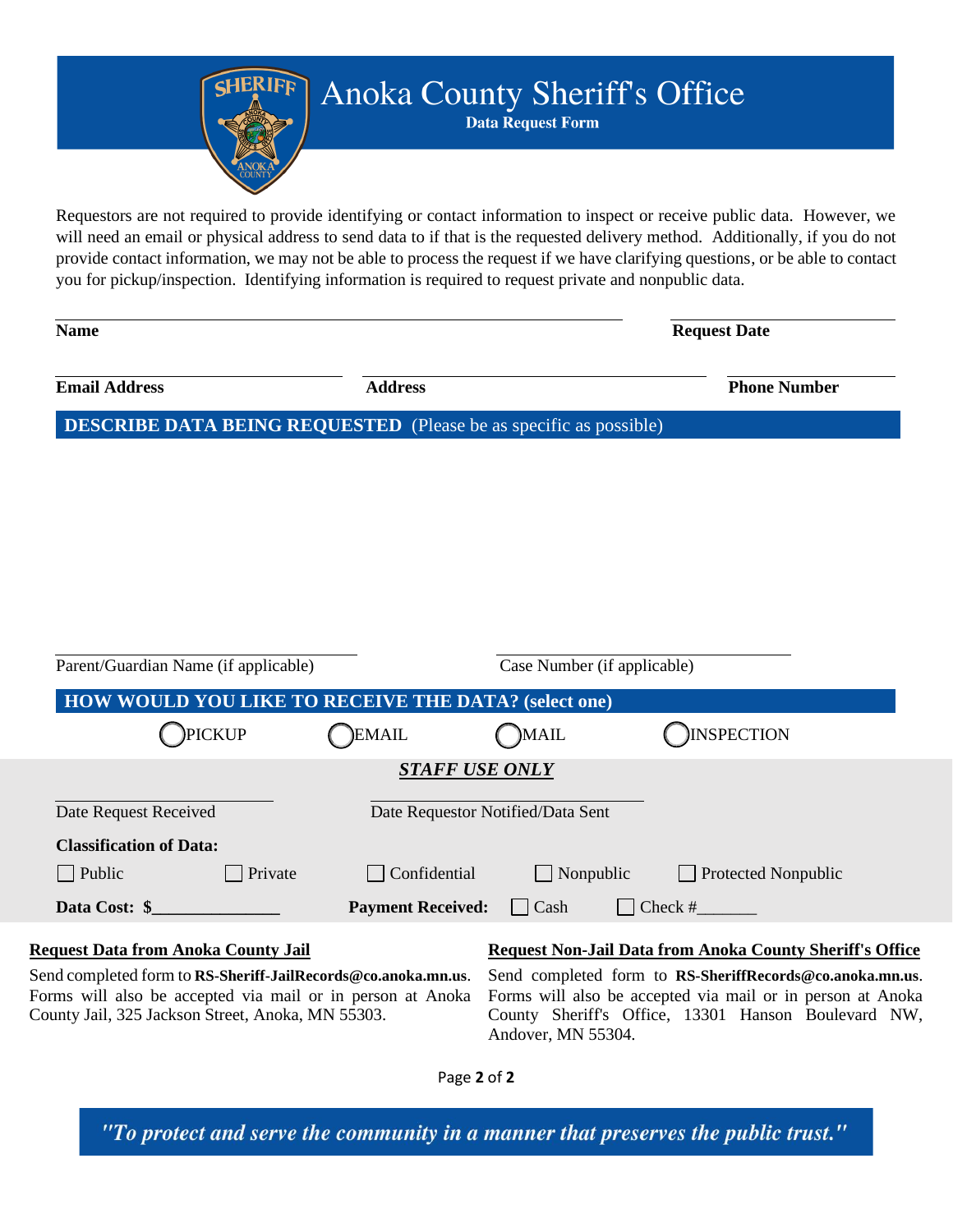# Anoka County Sheriff's Office

**Data Request Form**

Requestors are not required to provide identifying or contact information to inspect or receive public data. However, we will need an email or physical address to send data to if that is the requested delivery method. Additionally, if you do not provide contact information, we may not be able to process the request if we have clarifying questions, or be able to contact you for pickup/inspection. Identifying information is required to request private and nonpublic data.

**Name** ____________________ **Request Date** ____________________

**Email Address** ____________________ **Address** ____________________ **Phone Number** ____________________

## DESCRIBE DATA BEING REQUESTED (Please be as specific as possible)

Parent/Guardian Name (if applicable) ____________________

Case Number (if applicable) ____________________

## HOW WOULD YOU LIKE TO RECEIVE THE DATA? (select one)

○ PICKUP ○ EMAIL ○ MAIL ○ INSPECTION

### *STAFF USE ONLY*

Date Request Received ____________________

Date Requestor Notified/Data Sent ____________________

**Classification of Data:**

☐ Public ☐ Private ☐ Confidential ☐ Nonpublic ☐ Protected Nonpublic

**Data Cost: $**_______________ **Payment Received:** ☐ Cash ☐ Check #_______

**Request Data from Anoka County Jail**

Send completed form to **RS-Sheriff-JailRecords@co.anoka.mn.us**. Forms will also be accepted via mail or in person at Anoka County Jail, 325 Jackson Street, Anoka, MN 55303.

**Request Non-Jail Data from Anoka County Sheriff's Office**

Send completed form to **RS-SheriffRecords@co.anoka.mn.us**. Forms will also be accepted via mail or in person at Anoka County Sheriff's Office, 13301 Hanson Boulevard NW, Andover, MN 55304.

***"To protect and serve the community in a manner that preserves the public trust."***